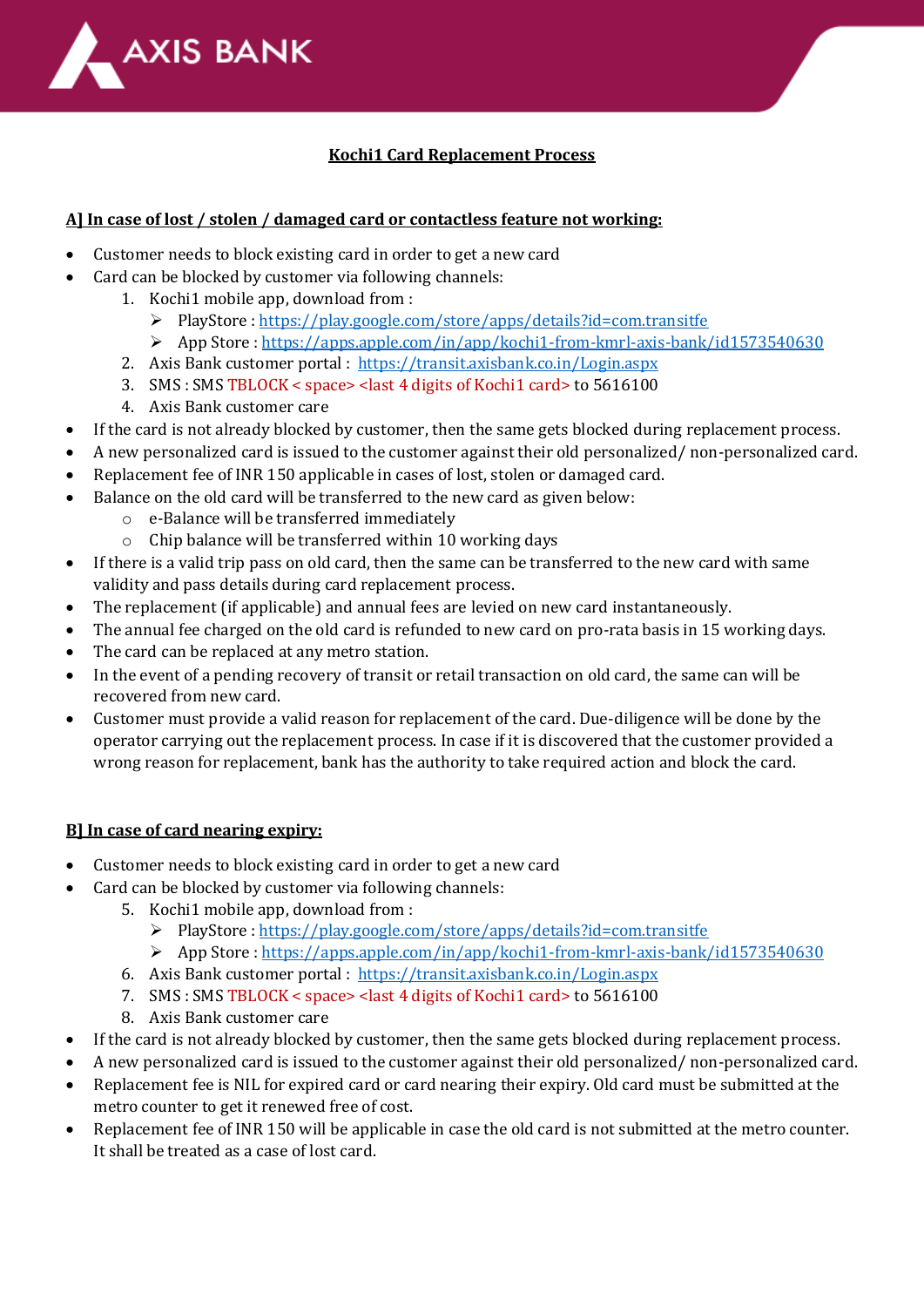# AXIS BANK

## Kochi1 Card Replacement Process

### A] In case of lost / stolen / damaged card or contactless feature not working:

- Customer needs to block existing card in order to get a new card
- Card can be blocked by customer via following channels:
  1. Kochi1 mobile app, download from :
     - PlayStore : https://play.google.com/store/apps/details?id=com.transitfe
     - App Store : https://apps.apple.com/in/app/kochi1-from-kmrl-axis-bank/id1573540630
  2. Axis Bank customer portal : https://transit.axisbank.co.in/Login.aspx
  3. SMS : SMS TBLOCK < space> <last 4 digits of Kochi1 card> to 5616100
  4. Axis Bank customer care
- If the card is not already blocked by customer, then the same gets blocked during replacement process.
- A new personalized card is issued to the customer against their old personalized/ non-personalized card.
- Replacement fee of INR 150 applicable in cases of lost, stolen or damaged card.
- Balance on the old card will be transferred to the new card as given below:
  - e-Balance will be transferred immediately
  - Chip balance will be transferred within 10 working days
- If there is a valid trip pass on old card, then the same can be transferred to the new card with same validity and pass details during card replacement process.
- The replacement (if applicable) and annual fees are levied on new card instantaneously.
- The annual fee charged on the old card is refunded to new card on pro-rata basis in 15 working days.
- The card can be replaced at any metro station.
- In the event of a pending recovery of transit or retail transaction on old card, the same can will be recovered from new card.
- Customer must provide a valid reason for replacement of the card. Due-diligence will be done by the operator carrying out the replacement process. In case if it is discovered that the customer provided a wrong reason for replacement, bank has the authority to take required action and block the card.

### B] In case of card nearing expiry:

- Customer needs to block existing card in order to get a new card
- Card can be blocked by customer via following channels:
  5. Kochi1 mobile app, download from :
     - PlayStore : https://play.google.com/store/apps/details?id=com.transitfe
     - App Store : https://apps.apple.com/in/app/kochi1-from-kmrl-axis-bank/id1573540630
  6. Axis Bank customer portal : https://transit.axisbank.co.in/Login.aspx
  7. SMS : SMS TBLOCK < space> <last 4 digits of Kochi1 card> to 5616100
  8. Axis Bank customer care
- If the card is not already blocked by customer, then the same gets blocked during replacement process.
- A new personalized card is issued to the customer against their old personalized/ non-personalized card.
- Replacement fee is NIL for expired card or card nearing their expiry. Old card must be submitted at the metro counter to get it renewed free of cost.
- Replacement fee of INR 150 will be applicable in case the old card is not submitted at the metro counter. It shall be treated as a case of lost card.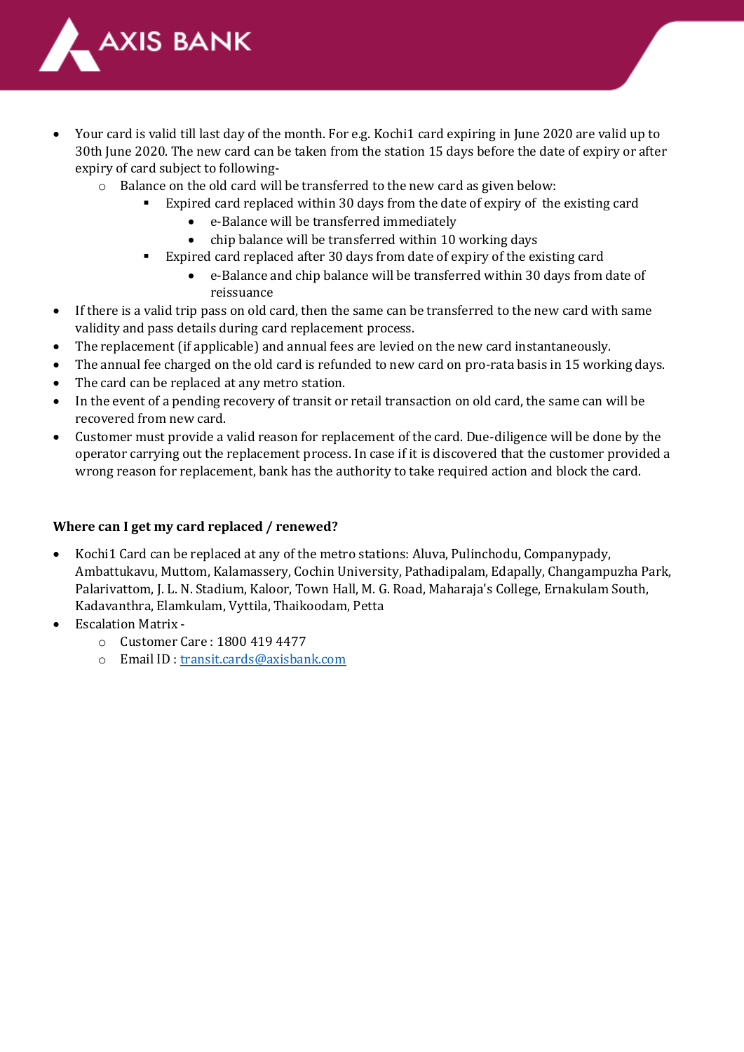- Your card is valid till last day of the month. For e.g. Kochi1 card expiring in June 2020 are valid up to 30th June 2020. The new card can be taken from the station 15 days before the date of expiry or after expiry of card subject to following-
  - Balance on the old card will be transferred to the new card as given below:
    - Expired card replaced within 30 days from the date of expiry of the existing card
      - e-Balance will be transferred immediately
      - chip balance will be transferred within 10 working days
    - Expired card replaced after 30 days from date of expiry of the existing card
      - e-Balance and chip balance will be transferred within 30 days from date of reissuance
- If there is a valid trip pass on old card, then the same can be transferred to the new card with same validity and pass details during card replacement process.
- The replacement (if applicable) and annual fees are levied on the new card instantaneously.
- The annual fee charged on the old card is refunded to new card on pro-rata basis in 15 working days.
- The card can be replaced at any metro station.
- In the event of a pending recovery of transit or retail transaction on old card, the same can will be recovered from new card.
- Customer must provide a valid reason for replacement of the card. Due-diligence will be done by the operator carrying out the replacement process. In case if it is discovered that the customer provided a wrong reason for replacement, bank has the authority to take required action and block the card.

**Where can I get my card replaced / renewed?**

- Kochi1 Card can be replaced at any of the metro stations: Aluva, Pulinchodu, Companypady, Ambattukavu, Muttom, Kalamassery, Cochin University, Pathadipalam, Edapally, Changampuzha Park, Palarivattom, J. L. N. Stadium, Kaloor, Town Hall, M. G. Road, Maharaja's College, Ernakulam South, Kadavanthra, Elamkulam, Vyttila, Thaikoodam, Petta
- Escalation Matrix -
  - Customer Care : 1800 419 4477
  - Email ID : transit.cards@axisbank.com